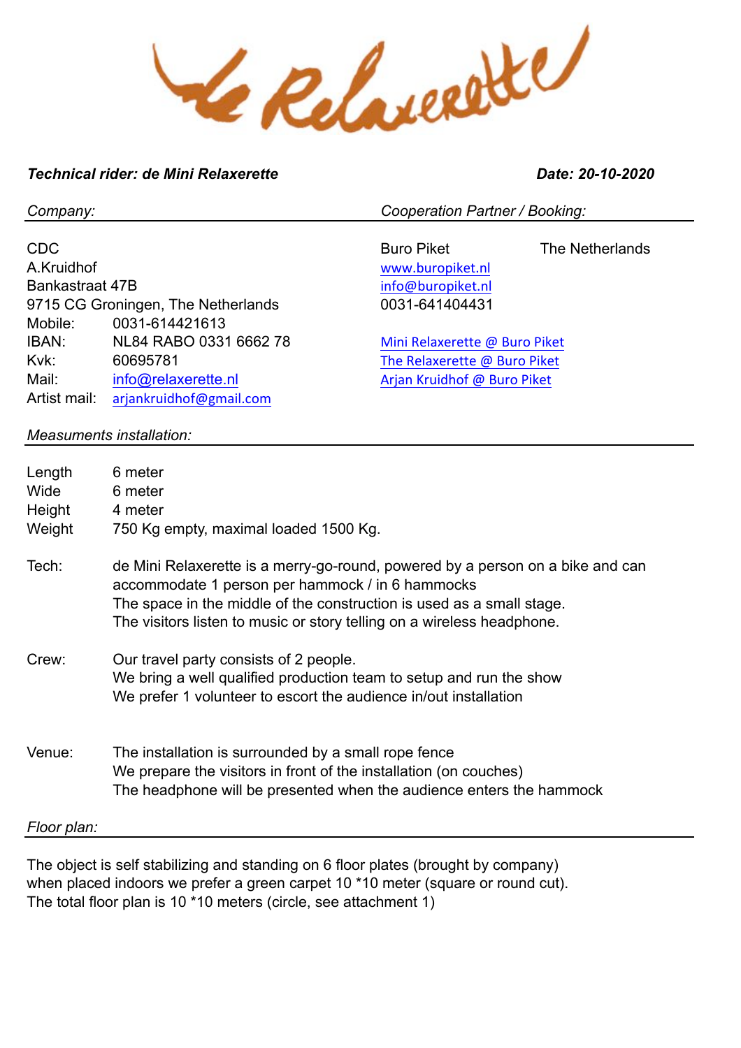# de Relaxerette

***Technical rider: de Mini Relaxerette*** ***Date: 20-10-2020***

*Company:*

CDC
A.Kruidhof
Bankastraat 47B
9715 CG Groningen, The Netherlands

| | |
|---|---|
| Mobile: | 0031-614421613 |
| IBAN: | NL84 RABO 0331 6662 78 |
| Kvk: | 60695781 |
| Mail: | info@relaxerette.nl |
| Artist mail: | arjankruidhof@gmail.com |

*Cooperation Partner / Booking:*

Buro Piket The Netherlands
www.buropiket.nl
info@buropiket.nl
0031-641404431

Mini Relaxerette @ Buro Piket
The Relaxerette @ Buro Piket
Arjan Kruidhof @ Buro Piket

*Measuments installation:*

| | |
|---|---|
| Length | 6 meter |
| Wide | 6 meter |
| Height | 4 meter |
| Weight | 750 Kg empty, maximal loaded 1500 Kg. |

Tech: de Mini Relaxerette is a merry-go-round, powered by a person on a bike and can accommodate 1 person per hammock / in 6 hammocks
The space in the middle of the construction is used as a small stage.
The visitors listen to music or story telling on a wireless headphone.

Crew: Our travel party consists of 2 people.
We bring a well qualified production team to setup and run the show
We prefer 1 volunteer to escort the audience in/out installation

Venue: The installation is surrounded by a small rope fence
We prepare the visitors in front of the installation (on couches)
The headphone will be presented when the audience enters the hammock

*Floor plan:*

The object is self stabilizing and standing on 6 floor plates (brought by company)
when placed indoors we prefer a green carpet 10 *10 meter (square or round cut).
The total floor plan is 10 *10 meters (circle, see attachment 1)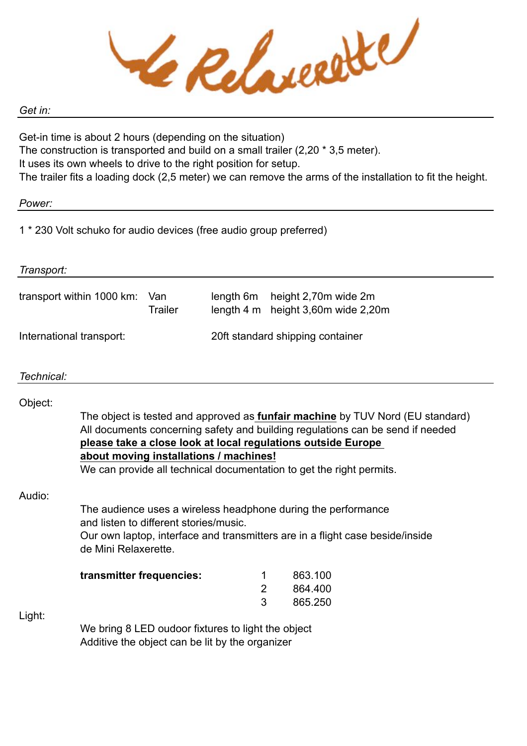# de Relaxerette

*Get in:*

Get-in time is about 2 hours (depending on the situation)
The construction is transported and build on a small trailer (2,20 * 3,5 meter).
It uses its own wheels to drive to the right position for setup.
The trailer fits a loading dock (2,5 meter) we can remove the arms of the installation to fit the height.

*Power:*

1 * 230 Volt schuko for audio devices (free audio group preferred)

*Transport:*

| | | | |
|---|---|---|---|
| transport within 1000 km: | Van | length 6m | height 2,70m wide 2m |
| | Trailer | length 4 m | height 3,60m wide 2,20m |
| International transport: | | 20ft standard shipping container | |

*Technical:*

Object:

The object is tested and approved as **funfair machine** by TUV Nord (EU standard)
All documents concerning safety and building regulations can be send if needed
**please take a close look at local regulations outside Europe about moving installations / machines!**
We can provide all technical documentation to get the right permits.

Audio:

The audience uses a wireless headphone during the performance
and listen to different stories/music.
Our own laptop, interface and transmitters are in a flight case beside/inside
de Mini Relaxerette.

| **transmitter frequencies:** | | |
|---|---|---|
| | 1 | 863.100 |
| | 2 | 864.400 |
| | 3 | 865.250 |

Light:

We bring 8 LED oudoor fixtures to light the object
Additive the object can be lit by the organizer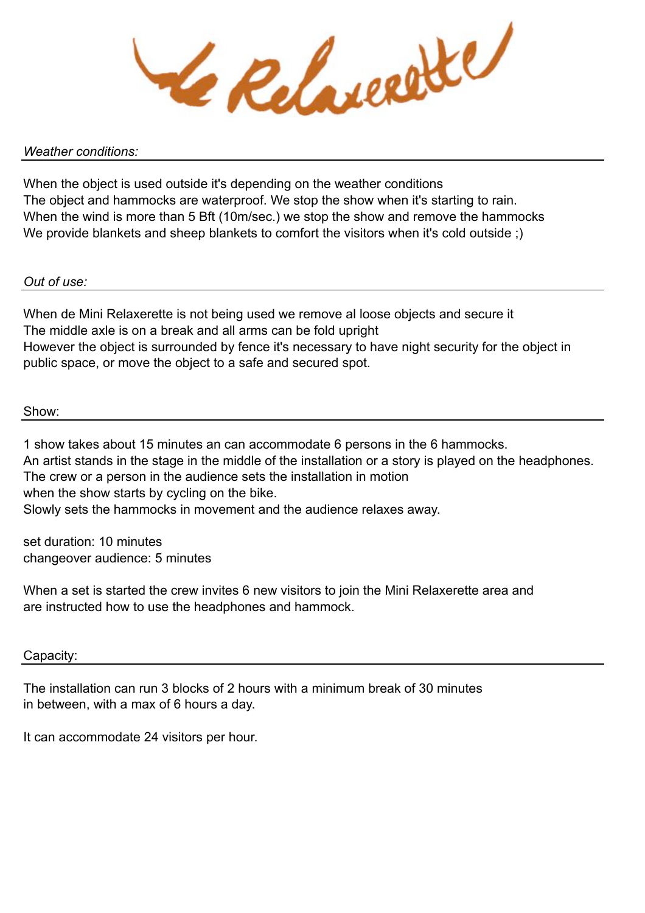# de Relaxerette

*Weather conditions:*

When the object is used outside it's depending on the weather conditions
The object and hammocks are waterproof. We stop the show when it's starting to rain.
When the wind is more than 5 Bft (10m/sec.) we stop the show and remove the hammocks
We provide blankets and sheep blankets to comfort the visitors when it's cold outside ;)

*Out of use:*

When de Mini Relaxerette is not being used we remove al loose objects and secure it
The middle axle is on a break and all arms can be fold upright
However the object is surrounded by fence it's necessary to have night security for the object in public space, or move the object to a safe and secured spot.

Show:

1 show takes about 15 minutes an can accommodate 6 persons in the 6 hammocks.
An artist stands in the stage in the middle of the installation or a story is played on the headphones.
The crew or a person in the audience sets the installation in motion
when the show starts by cycling on the bike.
Slowly sets the hammocks in movement and the audience relaxes away.

set duration: 10 minutes
changeover audience: 5 minutes

When a set is started the crew invites 6 new visitors to join the Mini Relaxerette area and are instructed how to use the headphones and hammock.

Capacity:

The installation can run 3 blocks of 2 hours with a minimum break of 30 minutes in between, with a max of 6 hours a day.

It can accommodate 24 visitors per hour.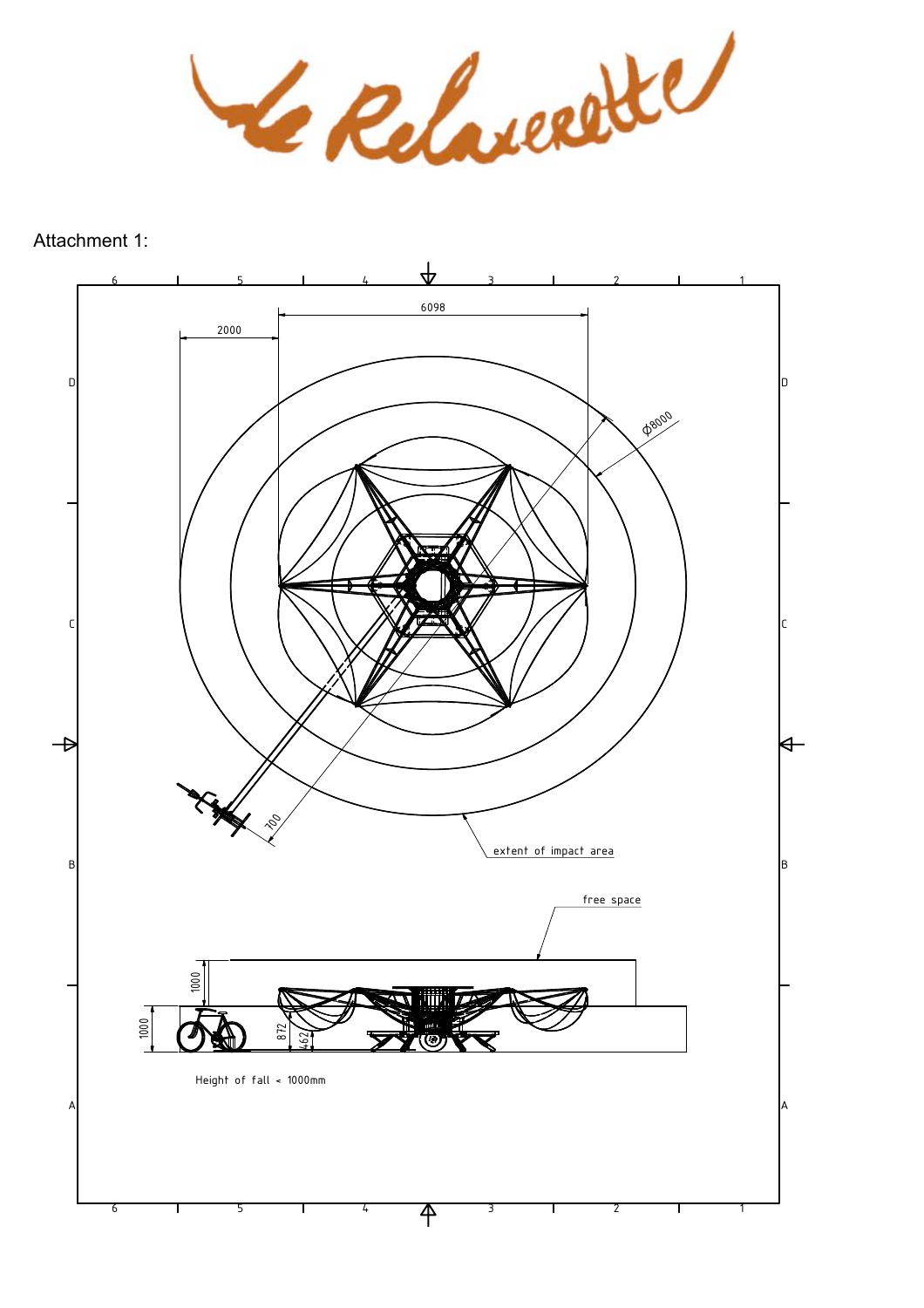Attachment 1:

6098

2000

Ø8000

700

extent of impact area

free space

1000

1000

872

462

Height of fall < 1000mm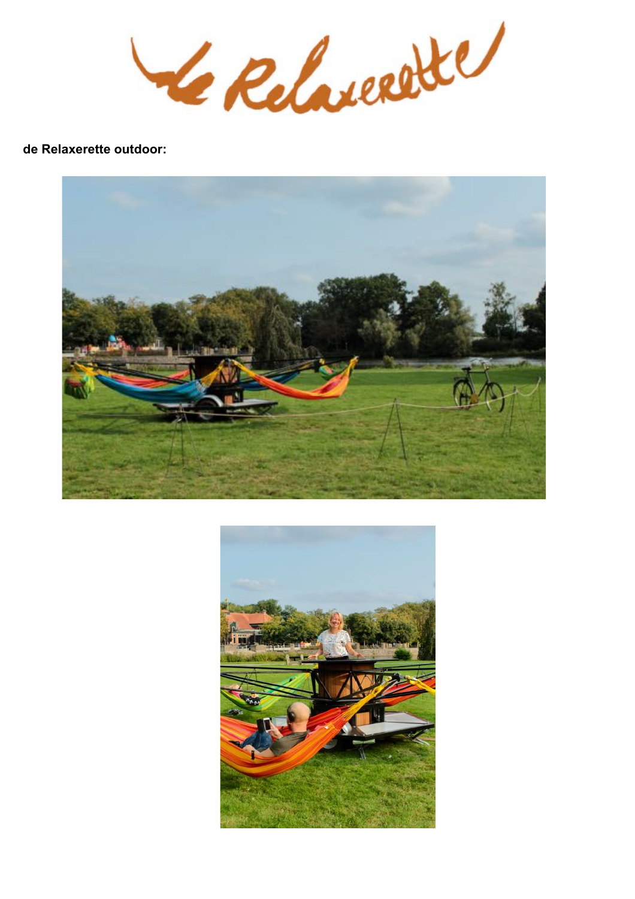de Relaxerette

**de Relaxerette outdoor:**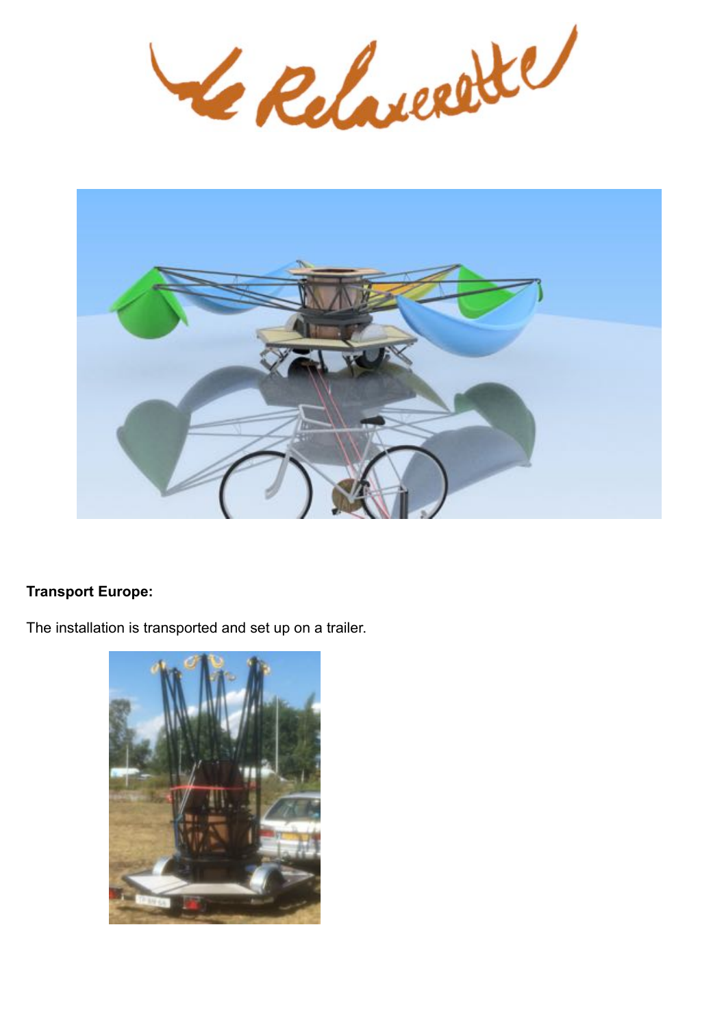la Relaxerette

**Transport Europe:**

The installation is transported and set up on a trailer.